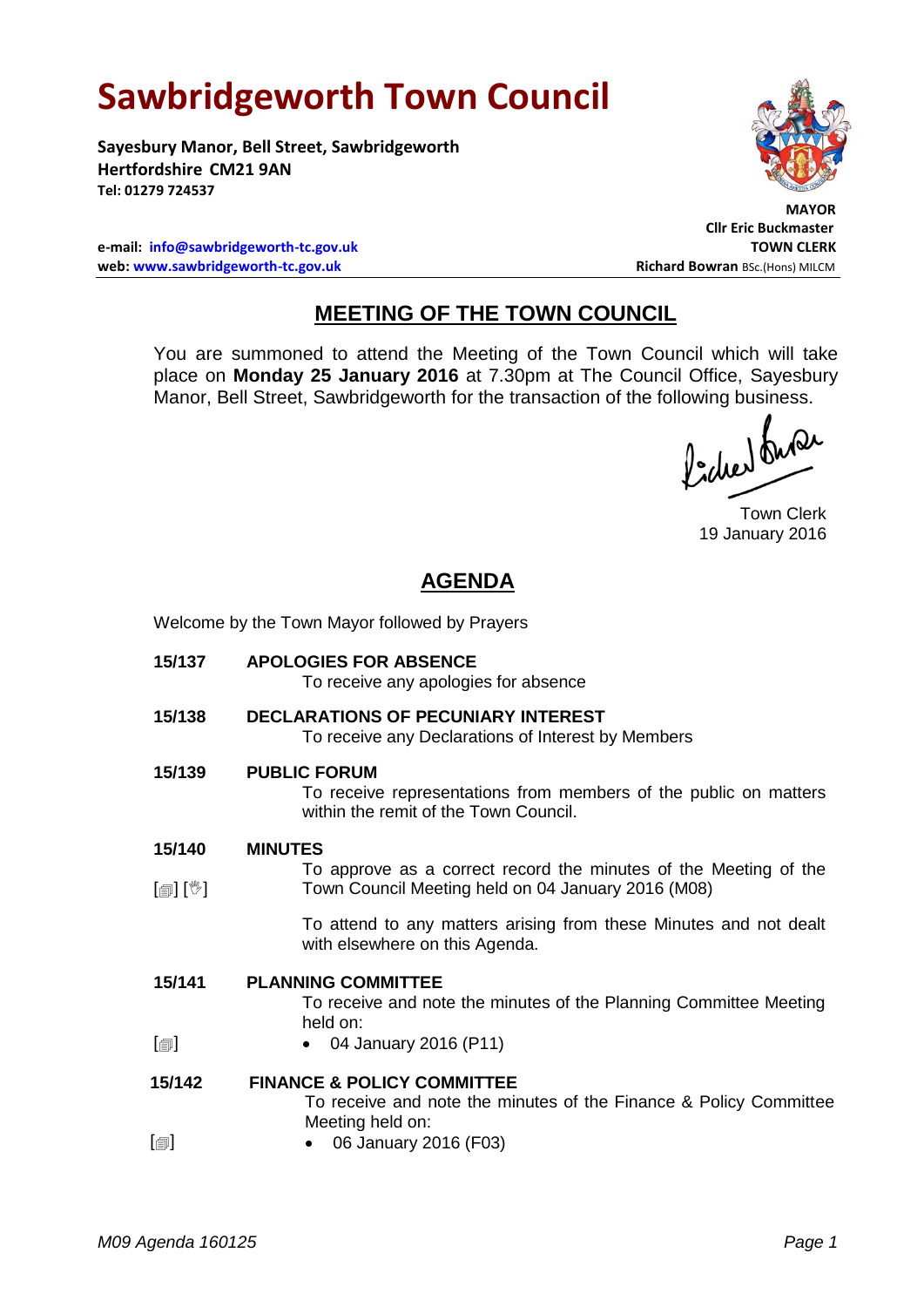# Sawbridgeworth Town Council

**Sayesbury Manor, Bell Street, Sawbridgeworth**
**Hertfordshire CM21 9AN**
**Tel: 01279 724537**

**e-mail: info@sawbridgeworth-tc.gov.uk**
**web: www.sawbridgeworth-tc.gov.uk**

**MAYOR**
**Cllr Eric Buckmaster**
**TOWN CLERK**
**Richard Bowran** BSc.(Hons) MILCM

## MEETING OF THE TOWN COUNCIL

You are summoned to attend the Meeting of the Town Council which will take place on **Monday 25 January 2016** at 7.30pm at The Council Office, Sayesbury Manor, Bell Street, Sawbridgeworth for the transaction of the following business.

Town Clerk
19 January 2016

## AGENDA

Welcome by the Town Mayor followed by Prayers

**15/137 APOLOGIES FOR ABSENCE**

To receive any apologies for absence

**15/138 DECLARATIONS OF PECUNIARY INTEREST**

To receive any Declarations of Interest by Members

**15/139 PUBLIC FORUM**

To receive representations from members of the public on matters within the remit of the Town Council.

**15/140 MINUTES**

[▤] [✋] To approve as a correct record the minutes of the Meeting of the Town Council Meeting held on 04 January 2016 (M08)

To attend to any matters arising from these Minutes and not dealt with elsewhere on this Agenda.

**15/141 PLANNING COMMITTEE**

To receive and note the minutes of the Planning Committee Meeting held on:

[▤]
- 04 January 2016 (P11)

**15/142 FINANCE & POLICY COMMITTEE**

To receive and note the minutes of the Finance & Policy Committee Meeting held on:

[▤]
- 06 January 2016 (F03)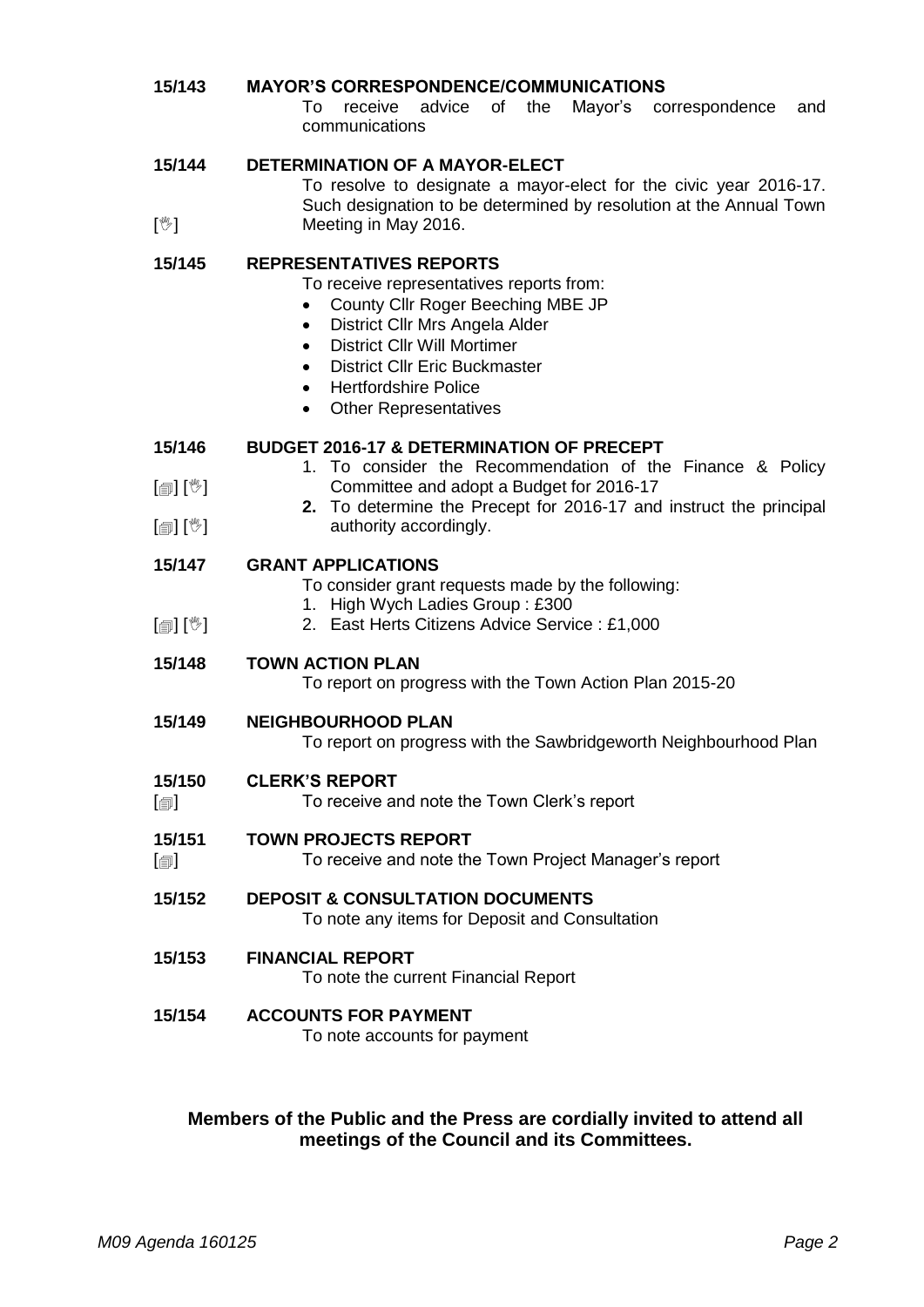**15/143 MAYOR'S CORRESPONDENCE/COMMUNICATIONS**

To receive advice of the Mayor's correspondence and communications

**15/144 DETERMINATION OF A MAYOR-ELECT**

[✋] To resolve to designate a mayor-elect for the civic year 2016-17. Such designation to be determined by resolution at the Annual Town Meeting in May 2016.

**15/145 REPRESENTATIVES REPORTS**

To receive representatives reports from:

- County Cllr Roger Beeching MBE JP
- District Cllr Mrs Angela Alder
- District Cllr Will Mortimer
- District Cllr Eric Buckmaster
- Hertfordshire Police
- Other Representatives

**15/146 BUDGET 2016-17 & DETERMINATION OF PRECEPT**

[📄] [✋] 1. To consider the Recommendation of the Finance & Policy Committee and adopt a Budget for 2016-17

[📄] [✋] **2.** To determine the Precept for 2016-17 and instruct the principal authority accordingly.

**15/147 GRANT APPLICATIONS**

[📄] [✋] To consider grant requests made by the following:

1. High Wych Ladies Group : £300
2. East Herts Citizens Advice Service : £1,000

**15/148 TOWN ACTION PLAN**

To report on progress with the Town Action Plan 2015-20

**15/149 NEIGHBOURHOOD PLAN**

To report on progress with the Sawbridgeworth Neighbourhood Plan

**15/150 CLERK'S REPORT**

[📄] To receive and note the Town Clerk's report

**15/151 TOWN PROJECTS REPORT**

[📄] To receive and note the Town Project Manager's report

**15/152 DEPOSIT & CONSULTATION DOCUMENTS**

To note any items for Deposit and Consultation

**15/153 FINANCIAL REPORT**

To note the current Financial Report

**15/154 ACCOUNTS FOR PAYMENT**

To note accounts for payment

**Members of the Public and the Press are cordially invited to attend all meetings of the Council and its Committees.**